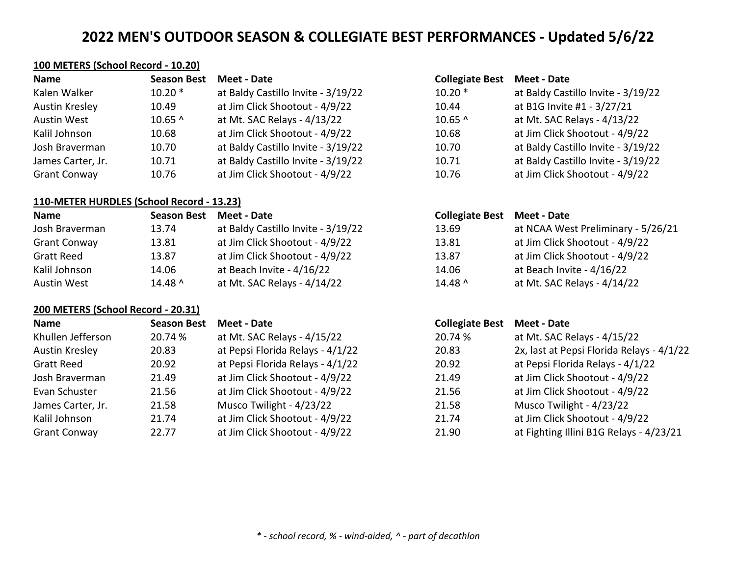# 2022 MEN'S OUTDOOR SEASON & COLLEGIATE BEST PERFORMANCES - Updated 5/6/22

## 100 METERS (School Record - 10.20)

| Name | Season Best | Meet - Date | Collegiate Best | Meet - Date |
|---|---|---|---|---|
| Kalen Walker | 10.20 * | at Baldy Castillo Invite - 3/19/22 | 10.20 * | at Baldy Castillo Invite - 3/19/22 |
| Austin Kresley | 10.49 | at Jim Click Shootout - 4/9/22 | 10.44 | at B1G Invite #1 - 3/27/21 |
| Austin West | 10.65 ^ | at Mt. SAC Relays - 4/13/22 | 10.65 ^ | at Mt. SAC Relays - 4/13/22 |
| Kalil Johnson | 10.68 | at Jim Click Shootout - 4/9/22 | 10.68 | at Jim Click Shootout - 4/9/22 |
| Josh Braverman | 10.70 | at Baldy Castillo Invite - 3/19/22 | 10.70 | at Baldy Castillo Invite - 3/19/22 |
| James Carter, Jr. | 10.71 | at Baldy Castillo Invite - 3/19/22 | 10.71 | at Baldy Castillo Invite - 3/19/22 |
| Grant Conway | 10.76 | at Jim Click Shootout - 4/9/22 | 10.76 | at Jim Click Shootout - 4/9/22 |

## 110-METER HURDLES (School Record - 13.23)

| Name | Season Best | Meet - Date | Collegiate Best | Meet - Date |
|---|---|---|---|---|
| Josh Braverman | 13.74 | at Baldy Castillo Invite - 3/19/22 | 13.69 | at NCAA West Preliminary - 5/26/21 |
| Grant Conway | 13.81 | at Jim Click Shootout - 4/9/22 | 13.81 | at Jim Click Shootout - 4/9/22 |
| Gratt Reed | 13.87 | at Jim Click Shootout - 4/9/22 | 13.87 | at Jim Click Shootout - 4/9/22 |
| Kalil Johnson | 14.06 | at Beach Invite - 4/16/22 | 14.06 | at Beach Invite - 4/16/22 |
| Austin West | 14.48 ^ | at Mt. SAC Relays - 4/14/22 | 14.48 ^ | at Mt. SAC Relays - 4/14/22 |

## 200 METERS (School Record - 20.31)

| Name | Season Best | Meet - Date | Collegiate Best | Meet - Date |
|---|---|---|---|---|
| Khullen Jefferson | 20.74 % | at Mt. SAC Relays - 4/15/22 | 20.74 % | at Mt. SAC Relays - 4/15/22 |
| Austin Kresley | 20.83 | at Pepsi Florida Relays - 4/1/22 | 20.83 | 2x, last at Pepsi Florida Relays - 4/1/22 |
| Gratt Reed | 20.92 | at Pepsi Florida Relays - 4/1/22 | 20.92 | at Pepsi Florida Relays - 4/1/22 |
| Josh Braverman | 21.49 | at Jim Click Shootout - 4/9/22 | 21.49 | at Jim Click Shootout - 4/9/22 |
| Evan Schuster | 21.56 | at Jim Click Shootout - 4/9/22 | 21.56 | at Jim Click Shootout - 4/9/22 |
| James Carter, Jr. | 21.58 | Musco Twilight - 4/23/22 | 21.58 | Musco Twilight - 4/23/22 |
| Kalil Johnson | 21.74 | at Jim Click Shootout - 4/9/22 | 21.74 | at Jim Click Shootout - 4/9/22 |
| Grant Conway | 22.77 | at Jim Click Shootout - 4/9/22 | 21.90 | at Fighting Illini B1G Relays - 4/23/21 |

*\* - school record, % - wind-aided, ^ - part of decathlon*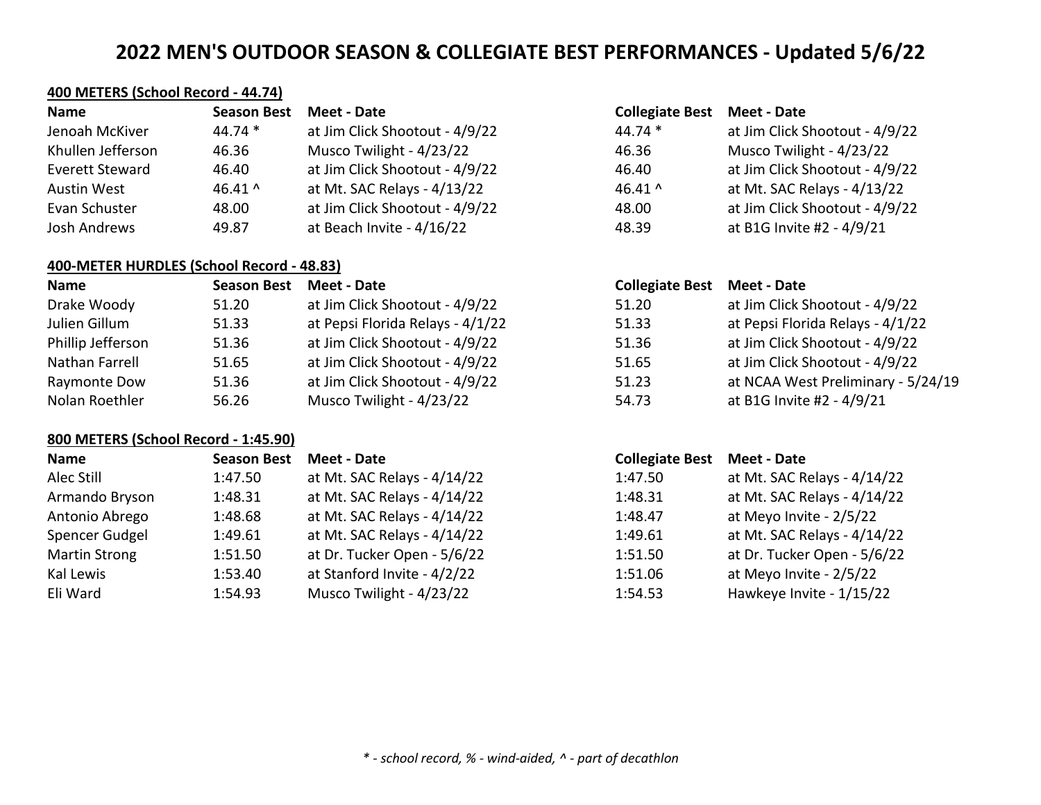# 2022 MEN'S OUTDOOR SEASON & COLLEGIATE BEST PERFORMANCES - Updated 5/6/22

### 400 METERS (School Record - 44.74)

| Name | Season Best | Meet - Date | Collegiate Best | Meet - Date |
|---|---|---|---|---|
| Jenoah McKiver | 44.74 * | at Jim Click Shootout - 4/9/22 | 44.74 * | at Jim Click Shootout - 4/9/22 |
| Khullen Jefferson | 46.36 | Musco Twilight - 4/23/22 | 46.36 | Musco Twilight - 4/23/22 |
| Everett Steward | 46.40 | at Jim Click Shootout - 4/9/22 | 46.40 | at Jim Click Shootout - 4/9/22 |
| Austin West | 46.41 ^ | at Mt. SAC Relays - 4/13/22 | 46.41 ^ | at Mt. SAC Relays - 4/13/22 |
| Evan Schuster | 48.00 | at Jim Click Shootout - 4/9/22 | 48.00 | at Jim Click Shootout - 4/9/22 |
| Josh Andrews | 49.87 | at Beach Invite - 4/16/22 | 48.39 | at B1G Invite #2 - 4/9/21 |

### 400-METER HURDLES (School Record - 48.83)

| Name | Season Best | Meet - Date | Collegiate Best | Meet - Date |
|---|---|---|---|---|
| Drake Woody | 51.20 | at Jim Click Shootout - 4/9/22 | 51.20 | at Jim Click Shootout - 4/9/22 |
| Julien Gillum | 51.33 | at Pepsi Florida Relays - 4/1/22 | 51.33 | at Pepsi Florida Relays - 4/1/22 |
| Phillip Jefferson | 51.36 | at Jim Click Shootout - 4/9/22 | 51.36 | at Jim Click Shootout - 4/9/22 |
| Nathan Farrell | 51.65 | at Jim Click Shootout - 4/9/22 | 51.65 | at Jim Click Shootout - 4/9/22 |
| Raymonte Dow | 51.36 | at Jim Click Shootout - 4/9/22 | 51.23 | at NCAA West Preliminary - 5/24/19 |
| Nolan Roethler | 56.26 | Musco Twilight - 4/23/22 | 54.73 | at B1G Invite #2 - 4/9/21 |

### 800 METERS (School Record - 1:45.90)

| Name | Season Best | Meet - Date | Collegiate Best | Meet - Date |
|---|---|---|---|---|
| Alec Still | 1:47.50 | at Mt. SAC Relays - 4/14/22 | 1:47.50 | at Mt. SAC Relays - 4/14/22 |
| Armando Bryson | 1:48.31 | at Mt. SAC Relays - 4/14/22 | 1:48.31 | at Mt. SAC Relays - 4/14/22 |
| Antonio Abrego | 1:48.68 | at Mt. SAC Relays - 4/14/22 | 1:48.47 | at Meyo Invite - 2/5/22 |
| Spencer Gudgel | 1:49.61 | at Mt. SAC Relays - 4/14/22 | 1:49.61 | at Mt. SAC Relays - 4/14/22 |
| Martin Strong | 1:51.50 | at Dr. Tucker Open - 5/6/22 | 1:51.50 | at Dr. Tucker Open - 5/6/22 |
| Kal Lewis | 1:53.40 | at Stanford Invite - 4/2/22 | 1:51.06 | at Meyo Invite - 2/5/22 |
| Eli Ward | 1:54.93 | Musco Twilight - 4/23/22 | 1:54.53 | Hawkeye Invite - 1/15/22 |

*\* - school record, % - wind-aided, ^ - part of decathlon*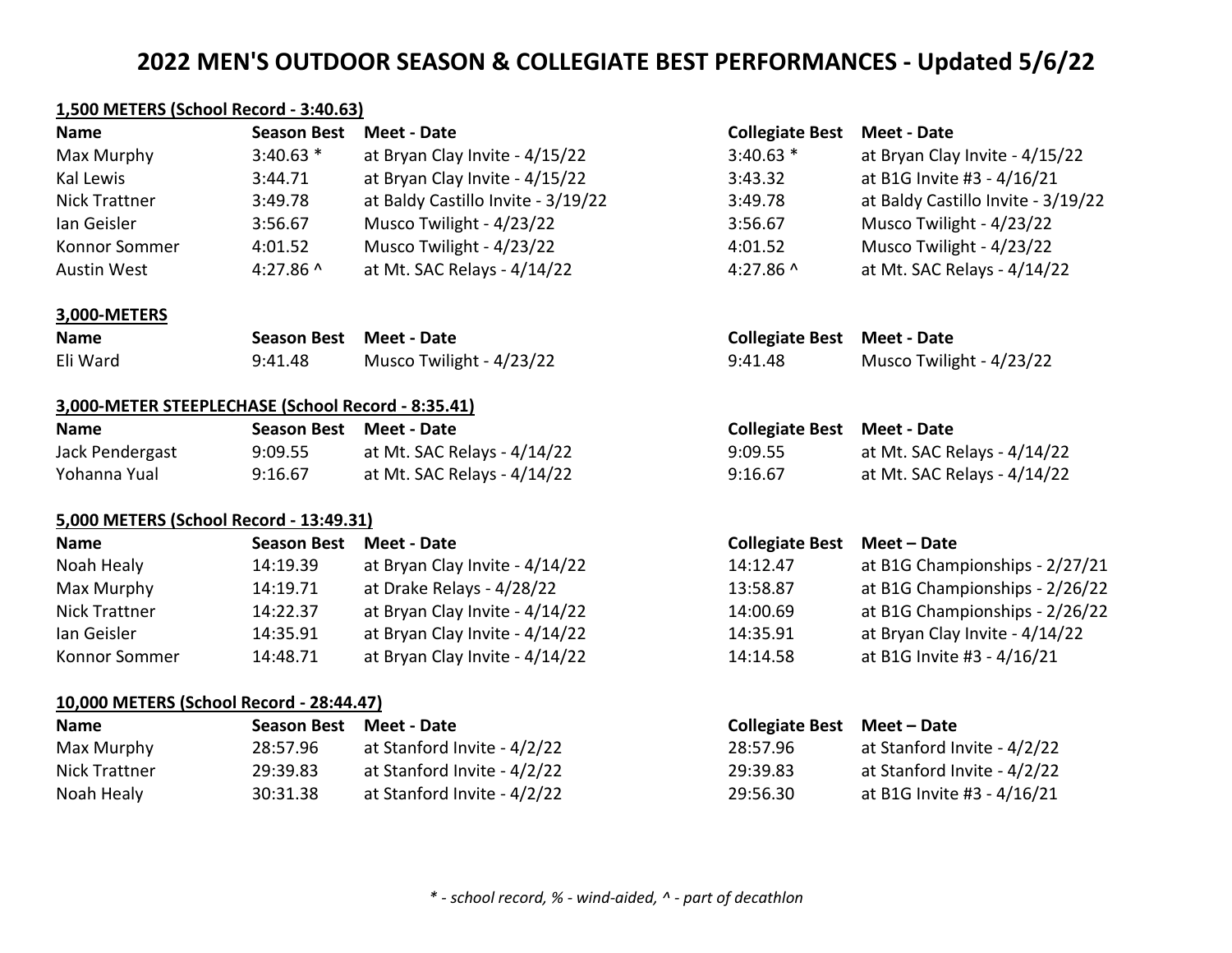# 2022 MEN'S OUTDOOR SEASON & COLLEGIATE BEST PERFORMANCES - Updated 5/6/22

**1,500 METERS (School Record - 3:40.63)**

| Name | Season Best | Meet - Date | Collegiate Best | Meet - Date |
|---|---|---|---|---|
| Max Murphy | 3:40.63 * | at Bryan Clay Invite - 4/15/22 | 3:40.63 * | at Bryan Clay Invite - 4/15/22 |
| Kal Lewis | 3:44.71 | at Bryan Clay Invite - 4/15/22 | 3:43.32 | at B1G Invite #3 - 4/16/21 |
| Nick Trattner | 3:49.78 | at Baldy Castillo Invite - 3/19/22 | 3:49.78 | at Baldy Castillo Invite - 3/19/22 |
| Ian Geisler | 3:56.67 | Musco Twilight - 4/23/22 | 3:56.67 | Musco Twilight - 4/23/22 |
| Konnor Sommer | 4:01.52 | Musco Twilight - 4/23/22 | 4:01.52 | Musco Twilight - 4/23/22 |
| Austin West | 4:27.86 ^ | at Mt. SAC Relays - 4/14/22 | 4:27.86 ^ | at Mt. SAC Relays - 4/14/22 |

**3,000-METERS**

| Name | Season Best | Meet - Date | Collegiate Best | Meet - Date |
|---|---|---|---|---|
| Eli Ward | 9:41.48 | Musco Twilight - 4/23/22 | 9:41.48 | Musco Twilight - 4/23/22 |

**3,000-METER STEEPLECHASE (School Record - 8:35.41)**

| Name | Season Best | Meet - Date | Collegiate Best | Meet - Date |
|---|---|---|---|---|
| Jack Pendergast | 9:09.55 | at Mt. SAC Relays - 4/14/22 | 9:09.55 | at Mt. SAC Relays - 4/14/22 |
| Yohanna Yual | 9:16.67 | at Mt. SAC Relays - 4/14/22 | 9:16.67 | at Mt. SAC Relays - 4/14/22 |

**5,000 METERS (School Record - 13:49.31)**

| Name | Season Best | Meet - Date | Collegiate Best | Meet – Date |
|---|---|---|---|---|
| Noah Healy | 14:19.39 | at Bryan Clay Invite - 4/14/22 | 14:12.47 | at B1G Championships - 2/27/21 |
| Max Murphy | 14:19.71 | at Drake Relays - 4/28/22 | 13:58.87 | at B1G Championships - 2/26/22 |
| Nick Trattner | 14:22.37 | at Bryan Clay Invite - 4/14/22 | 14:00.69 | at B1G Championships - 2/26/22 |
| Ian Geisler | 14:35.91 | at Bryan Clay Invite - 4/14/22 | 14:35.91 | at Bryan Clay Invite - 4/14/22 |
| Konnor Sommer | 14:48.71 | at Bryan Clay Invite - 4/14/22 | 14:14.58 | at B1G Invite #3 - 4/16/21 |

**10,000 METERS (School Record - 28:44.47)**

| Name | Season Best | Meet - Date | Collegiate Best | Meet – Date |
|---|---|---|---|---|
| Max Murphy | 28:57.96 | at Stanford Invite - 4/2/22 | 28:57.96 | at Stanford Invite - 4/2/22 |
| Nick Trattner | 29:39.83 | at Stanford Invite - 4/2/22 | 29:39.83 | at Stanford Invite - 4/2/22 |
| Noah Healy | 30:31.38 | at Stanford Invite - 4/2/22 | 29:56.30 | at B1G Invite #3 - 4/16/21 |

*\* - school record, % - wind-aided, ^ - part of decathlon*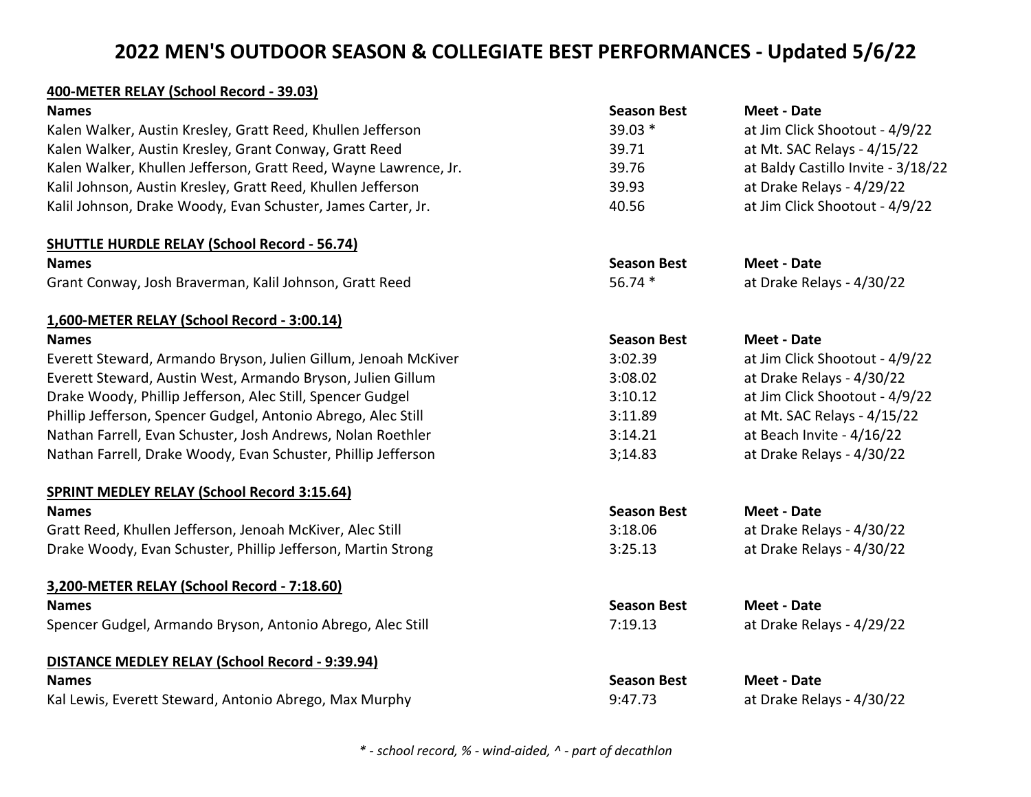# 2022 MEN'S OUTDOOR SEASON & COLLEGIATE BEST PERFORMANCES - Updated 5/6/22

**400-METER RELAY (School Record - 39.03)**

| Names | Season Best | Meet - Date |
|---|---|---|
| Kalen Walker, Austin Kresley, Gratt Reed, Khullen Jefferson | 39.03 * | at Jim Click Shootout - 4/9/22 |
| Kalen Walker, Austin Kresley, Grant Conway, Gratt Reed | 39.71 | at Mt. SAC Relays - 4/15/22 |
| Kalen Walker, Khullen Jefferson, Gratt Reed, Wayne Lawrence, Jr. | 39.76 | at Baldy Castillo Invite - 3/18/22 |
| Kalil Johnson, Austin Kresley, Gratt Reed, Khullen Jefferson | 39.93 | at Drake Relays - 4/29/22 |
| Kalil Johnson, Drake Woody, Evan Schuster, James Carter, Jr. | 40.56 | at Jim Click Shootout - 4/9/22 |

**SHUTTLE HURDLE RELAY (School Record - 56.74)**

| Names | Season Best | Meet - Date |
|---|---|---|
| Grant Conway, Josh Braverman, Kalil Johnson, Gratt Reed | 56.74 * | at Drake Relays - 4/30/22 |

**1,600-METER RELAY (School Record - 3:00.14)**

| Names | Season Best | Meet - Date |
|---|---|---|
| Everett Steward, Armando Bryson, Julien Gillum, Jenoah McKiver | 3:02.39 | at Jim Click Shootout - 4/9/22 |
| Everett Steward, Austin West, Armando Bryson, Julien Gillum | 3:08.02 | at Drake Relays - 4/30/22 |
| Drake Woody, Phillip Jefferson, Alec Still, Spencer Gudgel | 3:10.12 | at Jim Click Shootout - 4/9/22 |
| Phillip Jefferson, Spencer Gudgel, Antonio Abrego, Alec Still | 3:11.89 | at Mt. SAC Relays - 4/15/22 |
| Nathan Farrell, Evan Schuster, Josh Andrews, Nolan Roethler | 3:14.21 | at Beach Invite - 4/16/22 |
| Nathan Farrell, Drake Woody, Evan Schuster, Phillip Jefferson | 3;14.83 | at Drake Relays - 4/30/22 |

**SPRINT MEDLEY RELAY (School Record 3:15.64)**

| Names | Season Best | Meet - Date |
|---|---|---|
| Gratt Reed, Khullen Jefferson, Jenoah McKiver, Alec Still | 3:18.06 | at Drake Relays - 4/30/22 |
| Drake Woody, Evan Schuster, Phillip Jefferson, Martin Strong | 3:25.13 | at Drake Relays - 4/30/22 |

**3,200-METER RELAY (School Record - 7:18.60)**

| Names | Season Best | Meet - Date |
|---|---|---|
| Spencer Gudgel, Armando Bryson, Antonio Abrego, Alec Still | 7:19.13 | at Drake Relays - 4/29/22 |

**DISTANCE MEDLEY RELAY (School Record - 9:39.94)**

| Names | Season Best | Meet - Date |
|---|---|---|
| Kal Lewis, Everett Steward, Antonio Abrego, Max Murphy | 9:47.73 | at Drake Relays - 4/30/22 |

*\* - school record, % - wind-aided, ^ - part of decathlon*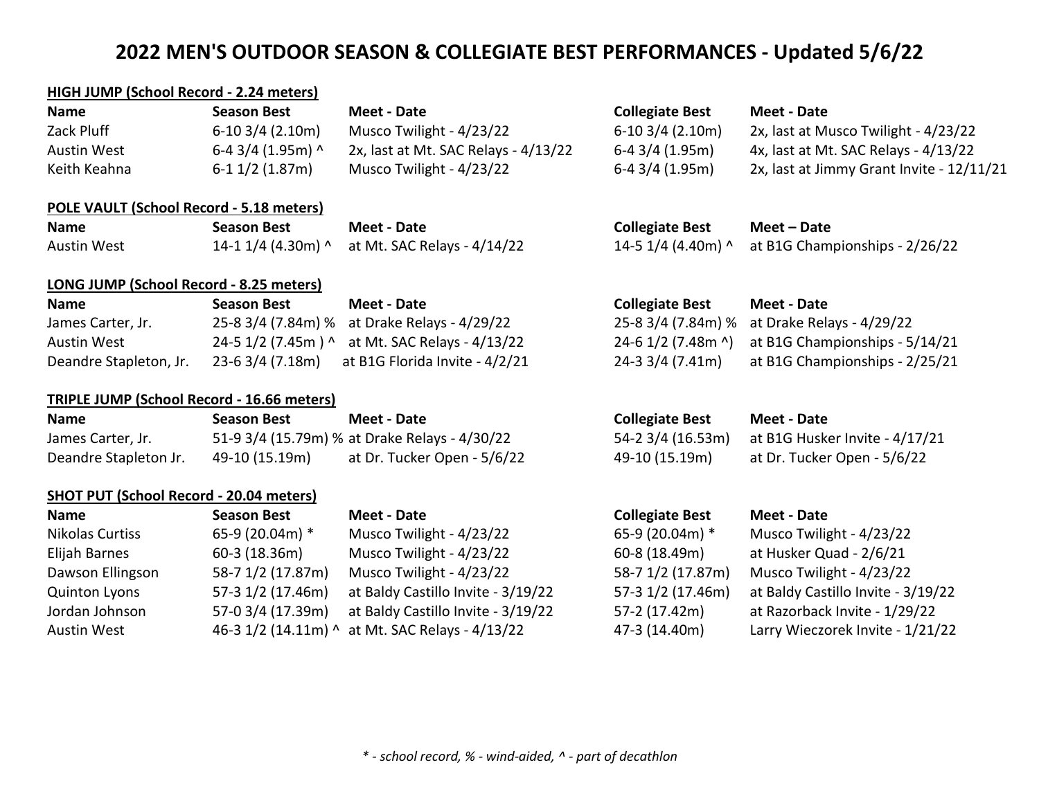# 2022 MEN'S OUTDOOR SEASON & COLLEGIATE BEST PERFORMANCES - Updated 5/6/22

**HIGH JUMP (School Record - 2.24 meters)**

| Name | Season Best | Meet - Date | Collegiate Best | Meet - Date |
|---|---|---|---|---|
| Zack Pluff | 6-10 3/4 (2.10m) | Musco Twilight - 4/23/22 | 6-10 3/4 (2.10m) | 2x, last at Musco Twilight - 4/23/22 |
| Austin West | 6-4 3/4 (1.95m) ^ | 2x, last at Mt. SAC Relays - 4/13/22 | 6-4 3/4 (1.95m) | 4x, last at Mt. SAC Relays - 4/13/22 |
| Keith Keahna | 6-1 1/2 (1.87m) | Musco Twilight - 4/23/22 | 6-4 3/4 (1.95m) | 2x, last at Jimmy Grant Invite - 12/11/21 |

**POLE VAULT (School Record - 5.18 meters)**

| Name | Season Best | Meet - Date | Collegiate Best | Meet – Date |
|---|---|---|---|---|
| Austin West | 14-1 1/4 (4.30m) ^ | at Mt. SAC Relays - 4/14/22 | 14-5 1/4 (4.40m) ^ | at B1G Championships - 2/26/22 |

**LONG JUMP (School Record - 8.25 meters)**

| Name | Season Best | Meet - Date | Collegiate Best | Meet - Date |
|---|---|---|---|---|
| James Carter, Jr. | 25-8 3/4 (7.84m) % | at Drake Relays - 4/29/22 | 25-8 3/4 (7.84m) % | at Drake Relays - 4/29/22 |
| Austin West | 24-5 1/2 (7.45m ) ^ | at Mt. SAC Relays - 4/13/22 | 24-6 1/2 (7.48m ^) | at B1G Championships - 5/14/21 |
| Deandre Stapleton, Jr. | 23-6 3/4 (7.18m) | at B1G Florida Invite - 4/2/21 | 24-3 3/4 (7.41m) | at B1G Championships - 2/25/21 |

**TRIPLE JUMP (School Record - 16.66 meters)**

| Name | Season Best | Meet - Date | Collegiate Best | Meet - Date |
|---|---|---|---|---|
| James Carter, Jr. | 51-9 3/4 (15.79m) % | at Drake Relays - 4/30/22 | 54-2 3/4 (16.53m) | at B1G Husker Invite - 4/17/21 |
| Deandre Stapleton Jr. | 49-10 (15.19m) | at Dr. Tucker Open - 5/6/22 | 49-10 (15.19m) | at Dr. Tucker Open - 5/6/22 |

**SHOT PUT (School Record - 20.04 meters)**

| Name | Season Best | Meet - Date | Collegiate Best | Meet - Date |
|---|---|---|---|---|
| Nikolas Curtiss | 65-9 (20.04m) * | Musco Twilight - 4/23/22 | 65-9 (20.04m) * | Musco Twilight - 4/23/22 |
| Elijah Barnes | 60-3 (18.36m) | Musco Twilight - 4/23/22 | 60-8 (18.49m) | at Husker Quad - 2/6/21 |
| Dawson Ellingson | 58-7 1/2 (17.87m) | Musco Twilight - 4/23/22 | 58-7 1/2 (17.87m) | Musco Twilight - 4/23/22 |
| Quinton Lyons | 57-3 1/2 (17.46m) | at Baldy Castillo Invite - 3/19/22 | 57-3 1/2 (17.46m) | at Baldy Castillo Invite - 3/19/22 |
| Jordan Johnson | 57-0 3/4 (17.39m) | at Baldy Castillo Invite - 3/19/22 | 57-2 (17.42m) | at Razorback Invite - 1/29/22 |
| Austin West | 46-3 1/2 (14.11m) ^ | at Mt. SAC Relays - 4/13/22 | 47-3 (14.40m) | Larry Wieczorek Invite - 1/21/22 |

*\* - school record, % - wind-aided, ^ - part of decathlon*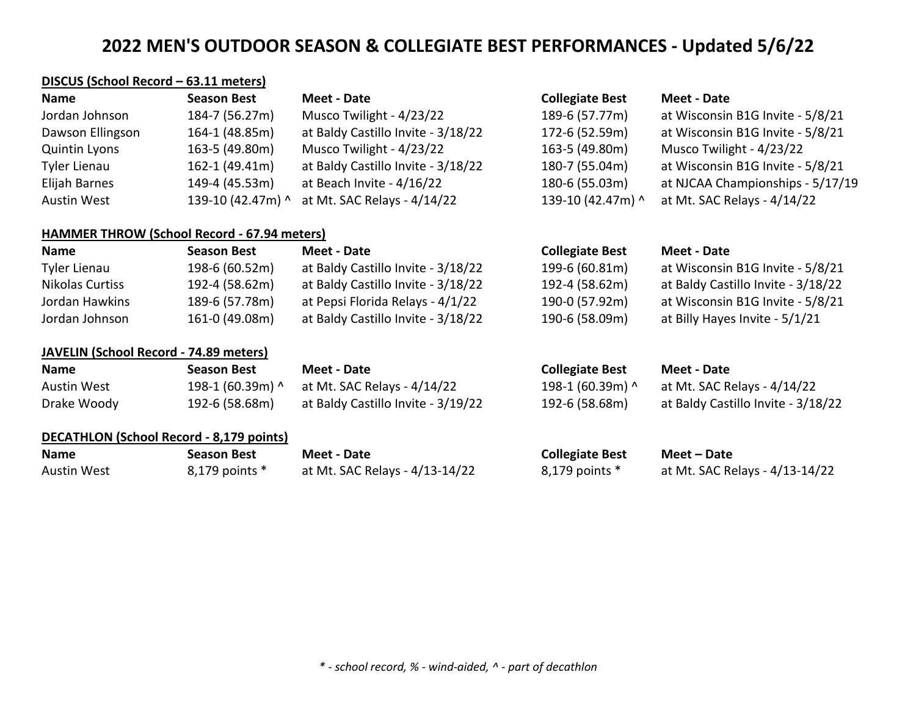# 2022 MEN'S OUTDOOR SEASON & COLLEGIATE BEST PERFORMANCES - Updated 5/6/22

**DISCUS (School Record – 63.11 meters)**

| Name | Season Best | Meet - Date | Collegiate Best | Meet - Date |
|---|---|---|---|---|
| Jordan Johnson | 184-7 (56.27m) | Musco Twilight - 4/23/22 | 189-6 (57.77m) | at Wisconsin B1G Invite - 5/8/21 |
| Dawson Ellingson | 164-1 (48.85m) | at Baldy Castillo Invite - 3/18/22 | 172-6 (52.59m) | at Wisconsin B1G Invite - 5/8/21 |
| Quintin Lyons | 163-5 (49.80m) | Musco Twilight - 4/23/22 | 163-5 (49.80m) | Musco Twilight - 4/23/22 |
| Tyler Lienau | 162-1 (49.41m) | at Baldy Castillo Invite - 3/18/22 | 180-7 (55.04m) | at Wisconsin B1G Invite - 5/8/21 |
| Elijah Barnes | 149-4 (45.53m) | at Beach Invite - 4/16/22 | 180-6 (55.03m) | at NJCAA Championships - 5/17/19 |
| Austin West | 139-10 (42.47m) ^ | at Mt. SAC Relays - 4/14/22 | 139-10 (42.47m) ^ | at Mt. SAC Relays - 4/14/22 |

**HAMMER THROW (School Record - 67.94 meters)**

| Name | Season Best | Meet - Date | Collegiate Best | Meet - Date |
|---|---|---|---|---|
| Tyler Lienau | 198-6 (60.52m) | at Baldy Castillo Invite - 3/18/22 | 199-6 (60.81m) | at Wisconsin B1G Invite - 5/8/21 |
| Nikolas Curtiss | 192-4 (58.62m) | at Baldy Castillo Invite - 3/18/22 | 192-4 (58.62m) | at Baldy Castillo Invite - 3/18/22 |
| Jordan Hawkins | 189-6 (57.78m) | at Pepsi Florida Relays - 4/1/22 | 190-0 (57.92m) | at Wisconsin B1G Invite - 5/8/21 |
| Jordan Johnson | 161-0 (49.08m) | at Baldy Castillo Invite - 3/18/22 | 190-6 (58.09m) | at Billy Hayes Invite - 5/1/21 |

**JAVELIN (School Record - 74.89 meters)**

| Name | Season Best | Meet - Date | Collegiate Best | Meet - Date |
|---|---|---|---|---|
| Austin West | 198-1 (60.39m) ^ | at Mt. SAC Relays - 4/14/22 | 198-1 (60.39m) ^ | at Mt. SAC Relays - 4/14/22 |
| Drake Woody | 192-6 (58.68m) | at Baldy Castillo Invite - 3/19/22 | 192-6 (58.68m) | at Baldy Castillo Invite - 3/18/22 |

**DECATHLON (School Record - 8,179 points)**

| Name | Season Best | Meet - Date | Collegiate Best | Meet – Date |
|---|---|---|---|---|
| Austin West | 8,179 points * | at Mt. SAC Relays - 4/13-14/22 | 8,179 points * | at Mt. SAC Relays - 4/13-14/22 |

*\* - school record, % - wind-aided, ^ - part of decathlon*